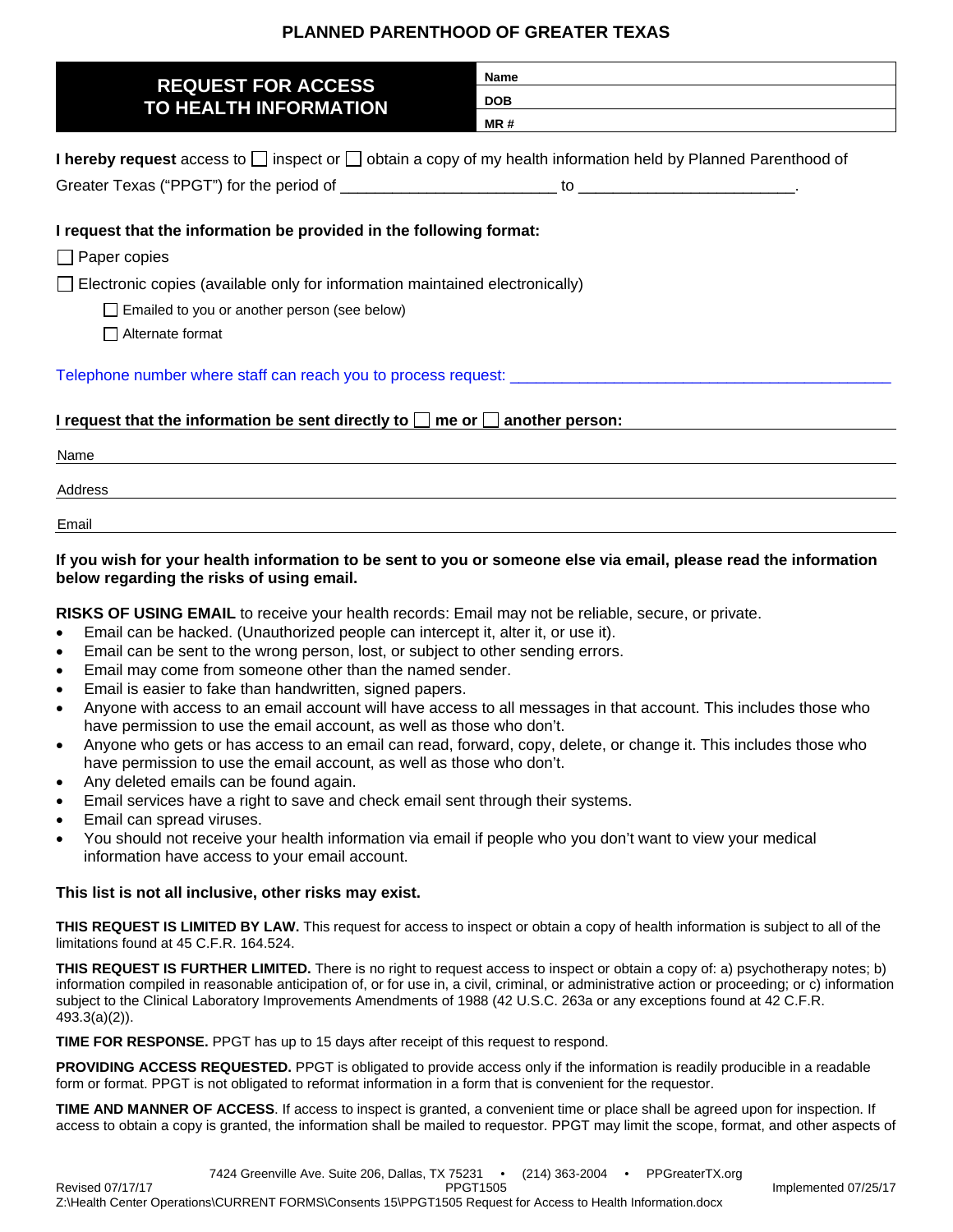**PLANNED PARENTHOOD OF GREATER TEXAS**

# REQUEST FOR ACCESS TO HEALTH INFORMATION

| | |
|---|---|
| **Name** | |
| **DOB** | |
| **MR #** | |

**I hereby request** access to ☐ inspect or ☐ obtain a copy of my health information held by Planned Parenthood of Greater Texas ("PPGT") for the period of ________________________ to ________________________.

**I request that the information be provided in the following format:**

☐ Paper copies

☐ Electronic copies (available only for information maintained electronically)

- ☐ Emailed to you or another person (see below)
- ☐ Alternate format

Telephone number where staff can reach you to process request: ________________________________________

**I request that the information be sent directly to ☐ me or ☐ another person:**

Name ________________________________________

Address ________________________________________

Email ________________________________________

**If you wish for your health information to be sent to you or someone else via email, please read the information below regarding the risks of using email.**

**RISKS OF USING EMAIL** to receive your health records: Email may not be reliable, secure, or private.

- Email can be hacked. (Unauthorized people can intercept it, alter it, or use it).
- Email can be sent to the wrong person, lost, or subject to other sending errors.
- Email may come from someone other than the named sender.
- Email is easier to fake than handwritten, signed papers.
- Anyone with access to an email account will have access to all messages in that account. This includes those who have permission to use the email account, as well as those who don't.
- Anyone who gets or has access to an email can read, forward, copy, delete, or change it. This includes those who have permission to use the email account, as well as those who don't.
- Any deleted emails can be found again.
- Email services have a right to save and check email sent through their systems.
- Email can spread viruses.
- You should not receive your health information via email if people who you don't want to view your medical information have access to your email account.

**This list is not all inclusive, other risks may exist.**

**THIS REQUEST IS LIMITED BY LAW.** This request for access to inspect or obtain a copy of health information is subject to all of the limitations found at 45 C.F.R. 164.524.

**THIS REQUEST IS FURTHER LIMITED.** There is no right to request access to inspect or obtain a copy of: a) psychotherapy notes; b) information compiled in reasonable anticipation of, or for use in, a civil, criminal, or administrative action or proceeding; or c) information subject to the Clinical Laboratory Improvements Amendments of 1988 (42 U.S.C. 263a or any exceptions found at 42 C.F.R. 493.3(a)(2)).

**TIME FOR RESPONSE.** PPGT has up to 15 days after receipt of this request to respond.

**PROVIDING ACCESS REQUESTED.** PPGT is obligated to provide access only if the information is readily producible in a readable form or format. PPGT is not obligated to reformat information in a form that is convenient for the requestor.

**TIME AND MANNER OF ACCESS**. If access to inspect is granted, a convenient time or place shall be agreed upon for inspection. If access to obtain a copy is granted, the information shall be mailed to requestor. PPGT may limit the scope, format, and other aspects of

7424 Greenville Ave. Suite 206, Dallas, TX 75231 • (214) 363-2004 • PPGreaterTX.org

Revised 07/17/17 PPGT1505 Implemented 07/25/17

Z:\Health Center Operations\CURRENT FORMS\Consents 15\PPGT1505 Request for Access to Health Information.docx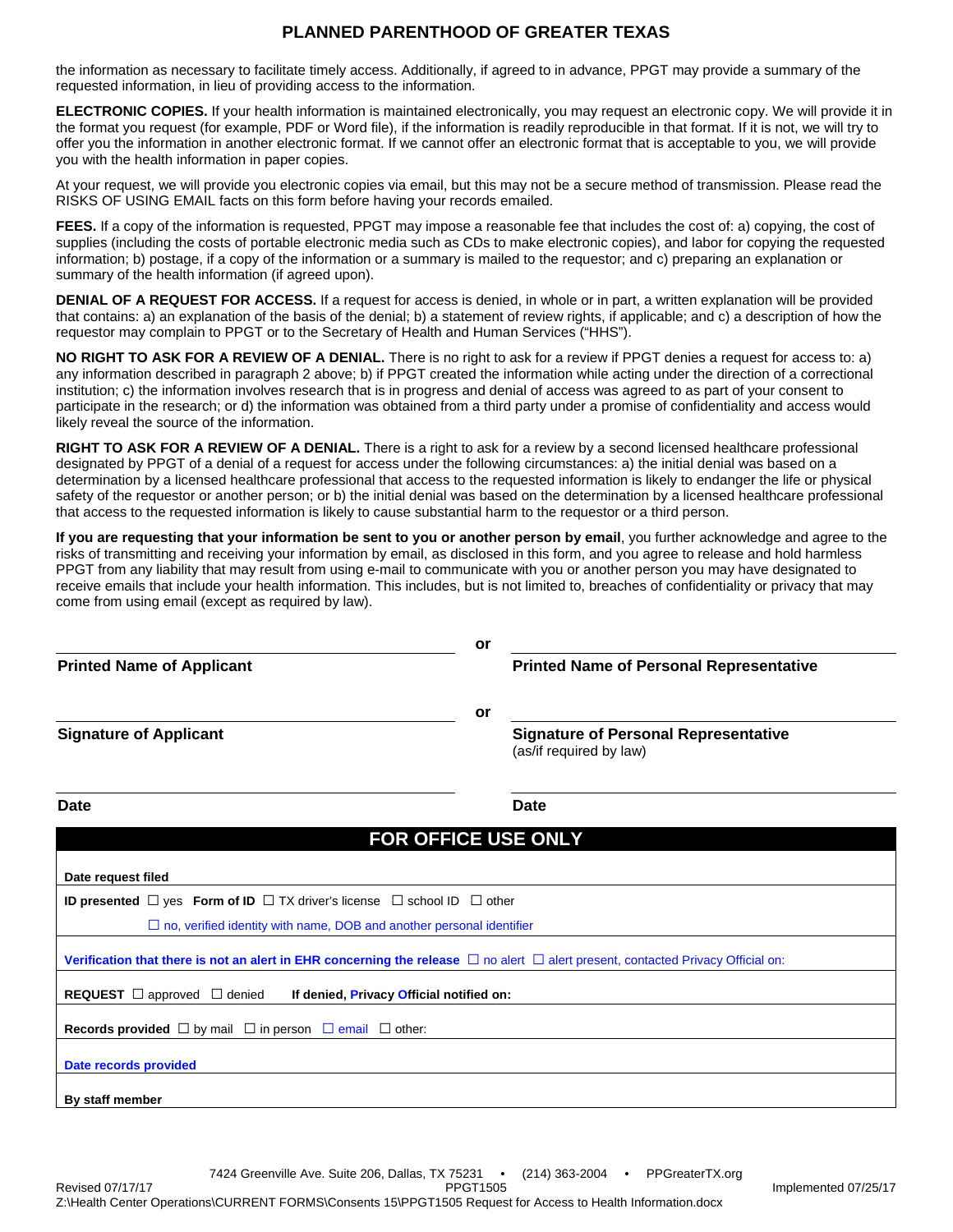the information as necessary to facilitate timely access. Additionally, if agreed to in advance, PPGT may provide a summary of the requested information, in lieu of providing access to the information.

**ELECTRONIC COPIES.** If your health information is maintained electronically, you may request an electronic copy. We will provide it in the format you request (for example, PDF or Word file), if the information is readily reproducible in that format. If it is not, we will try to offer you the information in another electronic format. If we cannot offer an electronic format that is acceptable to you, we will provide you with the health information in paper copies.

At your request, we will provide you electronic copies via email, but this may not be a secure method of transmission. Please read the RISKS OF USING EMAIL facts on this form before having your records emailed.

**FEES.** If a copy of the information is requested, PPGT may impose a reasonable fee that includes the cost of: a) copying, the cost of supplies (including the costs of portable electronic media such as CDs to make electronic copies), and labor for copying the requested information; b) postage, if a copy of the information or a summary is mailed to the requestor; and c) preparing an explanation or summary of the health information (if agreed upon).

**DENIAL OF A REQUEST FOR ACCESS.** If a request for access is denied, in whole or in part, a written explanation will be provided that contains: a) an explanation of the basis of the denial; b) a statement of review rights, if applicable; and c) a description of how the requestor may complain to PPGT or to the Secretary of Health and Human Services ("HHS").

**NO RIGHT TO ASK FOR A REVIEW OF A DENIAL.** There is no right to ask for a review if PPGT denies a request for access to: a) any information described in paragraph 2 above; b) if PPGT created the information while acting under the direction of a correctional institution; c) the information involves research that is in progress and denial of access was agreed to as part of your consent to participate in the research; or d) the information was obtained from a third party under a promise of confidentiality and access would likely reveal the source of the information.

**RIGHT TO ASK FOR A REVIEW OF A DENIAL.** There is a right to ask for a review by a second licensed healthcare professional designated by PPGT of a denial of a request for access under the following circumstances: a) the initial denial was based on a determination by a licensed healthcare professional that access to the requested information is likely to endanger the life or physical safety of the requestor or another person; or b) the initial denial was based on the determination by a licensed healthcare professional that access to the requested information is likely to cause substantial harm to the requestor or a third person.

**If you are requesting that your information be sent to you or another person by email**, you further acknowledge and agree to the risks of transmitting and receiving your information by email, as disclosed in this form, and you agree to release and hold harmless PPGT from any liability that may result from using e-mail to communicate with you or another person you may have designated to receive emails that include your health information. This includes, but is not limited to, breaches of confidentiality or privacy that may come from using email (except as required by law).

| | | |
|---|---|---|
| **Printed Name of Applicant** | or | **Printed Name of Personal Representative** |
| **Signature of Applicant** | or | **Signature of Personal Representative** (as/if required by law) |
| **Date** | | **Date** |

## FOR OFFICE USE ONLY

**Date request filed**

**ID presented** ☐ yes **Form of ID** ☐ TX driver's license ☐ school ID ☐ other

☐ no, verified identity with name, DOB and another personal identifier

**Verification that there is not an alert in EHR concerning the release** ☐ no alert ☐ alert present, contacted Privacy Official on:

**REQUEST** ☐ approved ☐ denied **If denied, Privacy Official notified on:**

**Records provided** ☐ by mail ☐ in person ☐ email ☐ other:

**Date records provided**

**By staff member**

7424 Greenville Ave. Suite 206, Dallas, TX 75231 • (214) 363-2004 • PPGreaterTX.org

Revised 07/17/17 PPGT1505 Implemented 07/25/17

Z:\Health Center Operations\CURRENT FORMS\Consents 15\PPGT1505 Request for Access to Health Information.docx